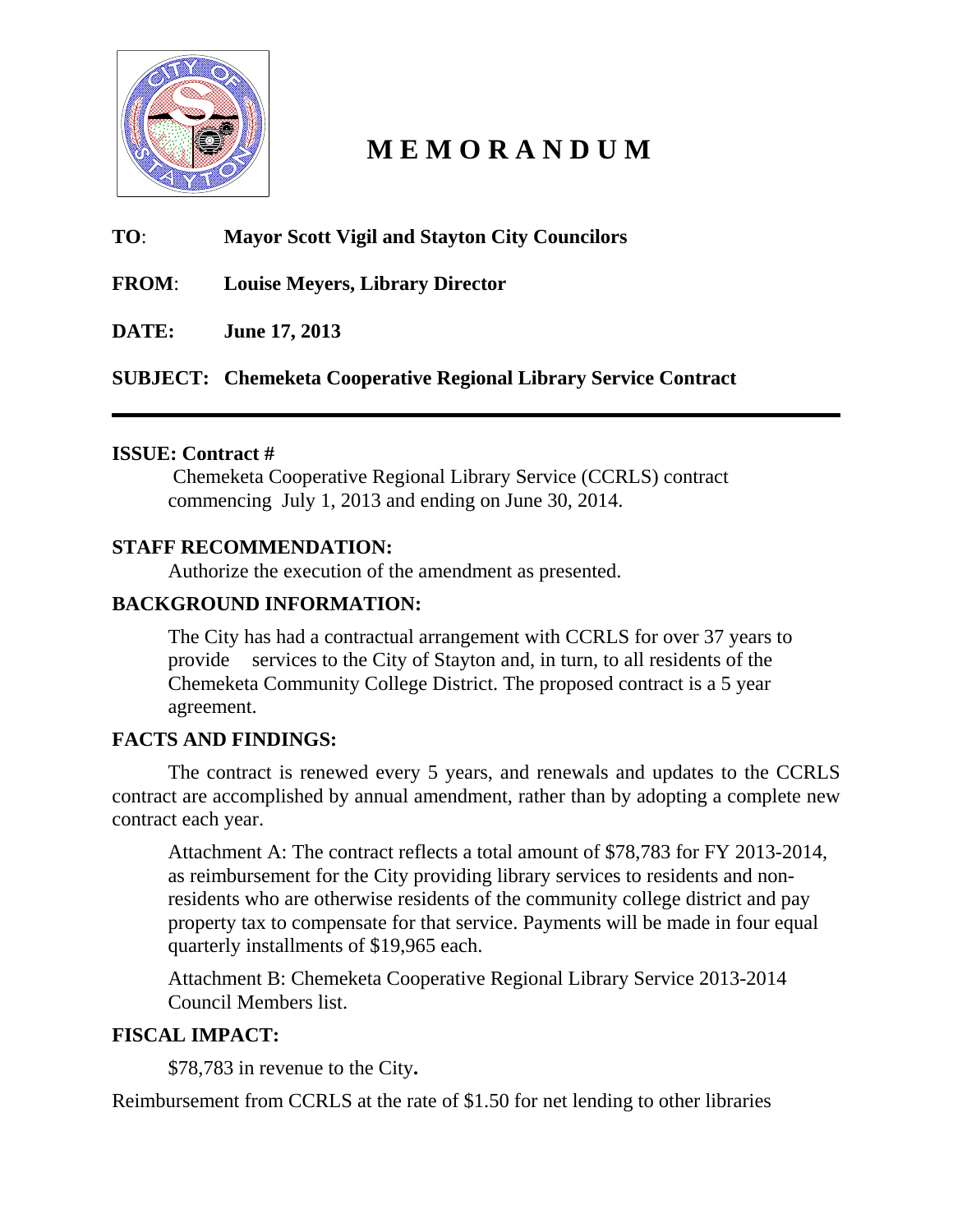# MEMORANDUM

**TO**: **Mayor Scott Vigil and Stayton City Councilors**

**FROM**: **Louise Meyers, Library Director**

**DATE: June 17, 2013**

**SUBJECT: Chemeketa Cooperative Regional Library Service Contract**

---

**ISSUE: Contract #**

Chemeketa Cooperative Regional Library Service (CCRLS) contract commencing July 1, 2013 and ending on June 30, 2014.

**STAFF RECOMMENDATION:**

Authorize the execution of the amendment as presented.

**BACKGROUND INFORMATION:**

The City has had a contractual arrangement with CCRLS for over 37 years to provide services to the City of Stayton and, in turn, to all residents of the Chemeketa Community College District. The proposed contract is a 5 year agreement.

**FACTS AND FINDINGS:**

The contract is renewed every 5 years, and renewals and updates to the CCRLS contract are accomplished by annual amendment, rather than by adopting a complete new contract each year.

Attachment A: The contract reflects a total amount of $78,783 for FY 2013-2014, as reimbursement for the City providing library services to residents and non-residents who are otherwise residents of the community college district and pay property tax to compensate for that service. Payments will be made in four equal quarterly installments of $19,965 each.

Attachment B: Chemeketa Cooperative Regional Library Service 2013-2014 Council Members list.

**FISCAL IMPACT:**

$78,783 in revenue to the City**.**

Reimbursement from CCRLS at the rate of $1.50 for net lending to other libraries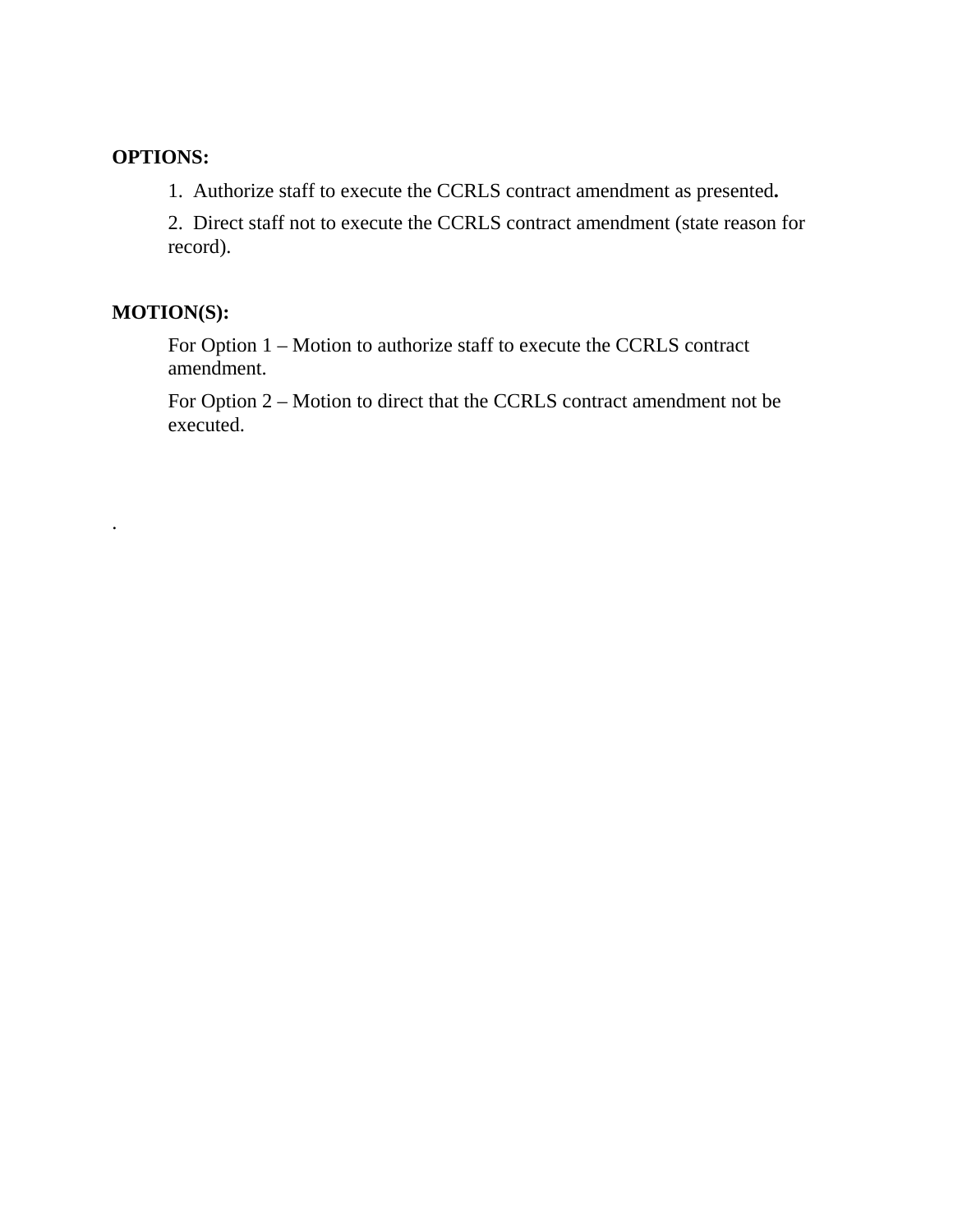**OPTIONS:**

1. Authorize staff to execute the CCRLS contract amendment as presented**.**
2. Direct staff not to execute the CCRLS contract amendment (state reason for record).

**MOTION(S):**

For Option 1 – Motion to authorize staff to execute the CCRLS contract amendment.

For Option 2 – Motion to direct that the CCRLS contract amendment not be executed.

.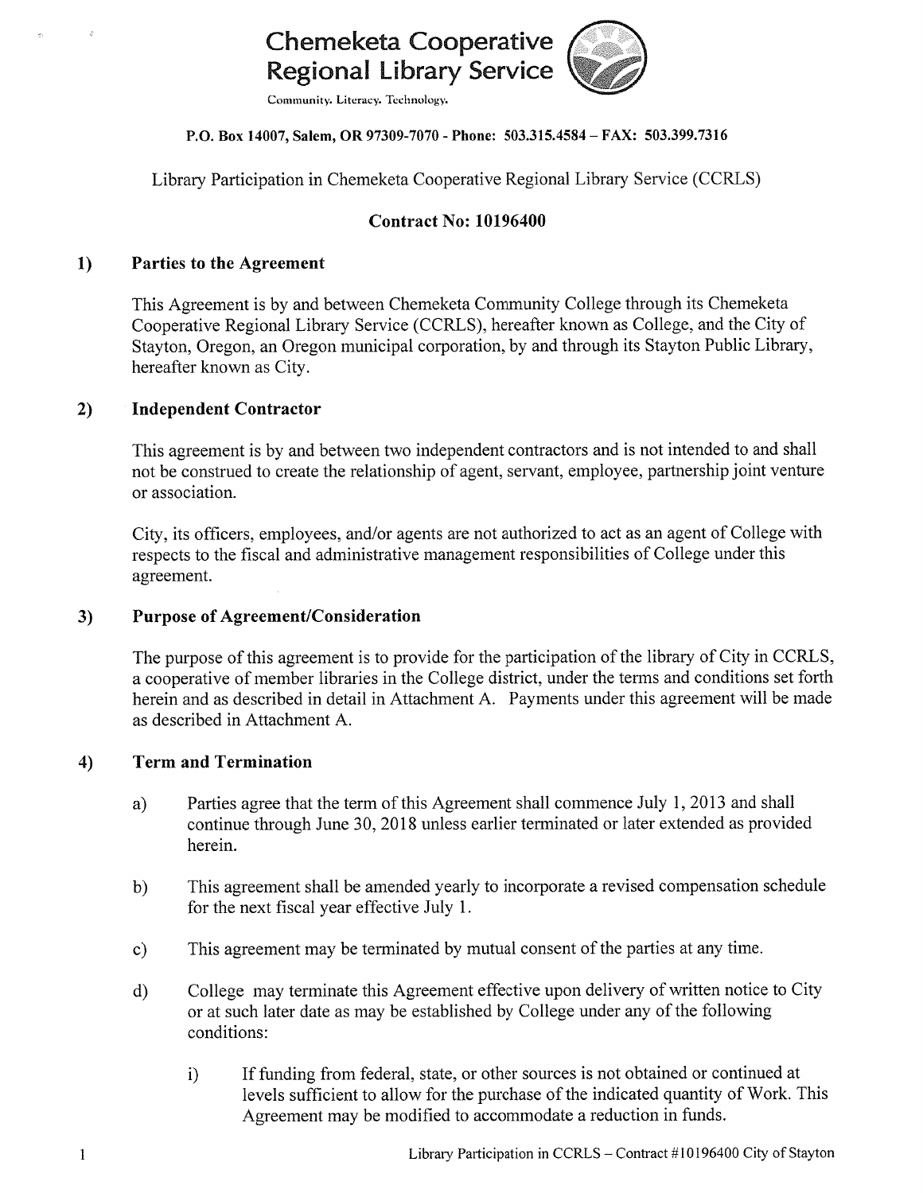# Chemeketa Cooperative Regional Library Service

Community. Literacy. Technology.

**P.O. Box 14007, Salem, OR 97309-7070 - Phone: 503.315.4584 – FAX: 503.399.7316**

Library Participation in Chemeketa Cooperative Regional Library Service (CCRLS)

**Contract No: 10196400**

## 1) Parties to the Agreement

This Agreement is by and between Chemeketa Community College through its Chemeketa Cooperative Regional Library Service (CCRLS), hereafter known as College, and the City of Stayton, Oregon, an Oregon municipal corporation, by and through its Stayton Public Library, hereafter known as City.

## 2) Independent Contractor

This agreement is by and between two independent contractors and is not intended to and shall not be construed to create the relationship of agent, servant, employee, partnership joint venture or association.

City, its officers, employees, and/or agents are not authorized to act as an agent of College with respects to the fiscal and administrative management responsibilities of College under this agreement.

## 3) Purpose of Agreement/Consideration

The purpose of this agreement is to provide for the participation of the library of City in CCRLS, a cooperative of member libraries in the College district, under the terms and conditions set forth herein and as described in detail in Attachment A. Payments under this agreement will be made as described in Attachment A.

## 4) Term and Termination

a) Parties agree that the term of this Agreement shall commence July 1, 2013 and shall continue through June 30, 2018 unless earlier terminated or later extended as provided herein.

b) This agreement shall be amended yearly to incorporate a revised compensation schedule for the next fiscal year effective July 1.

c) This agreement may be terminated by mutual consent of the parties at any time.

d) College may terminate this Agreement effective upon delivery of written notice to City or at such later date as may be established by College under any of the following conditions:

i) If funding from federal, state, or other sources is not obtained or continued at levels sufficient to allow for the purchase of the indicated quantity of Work. This Agreement may be modified to accommodate a reduction in funds.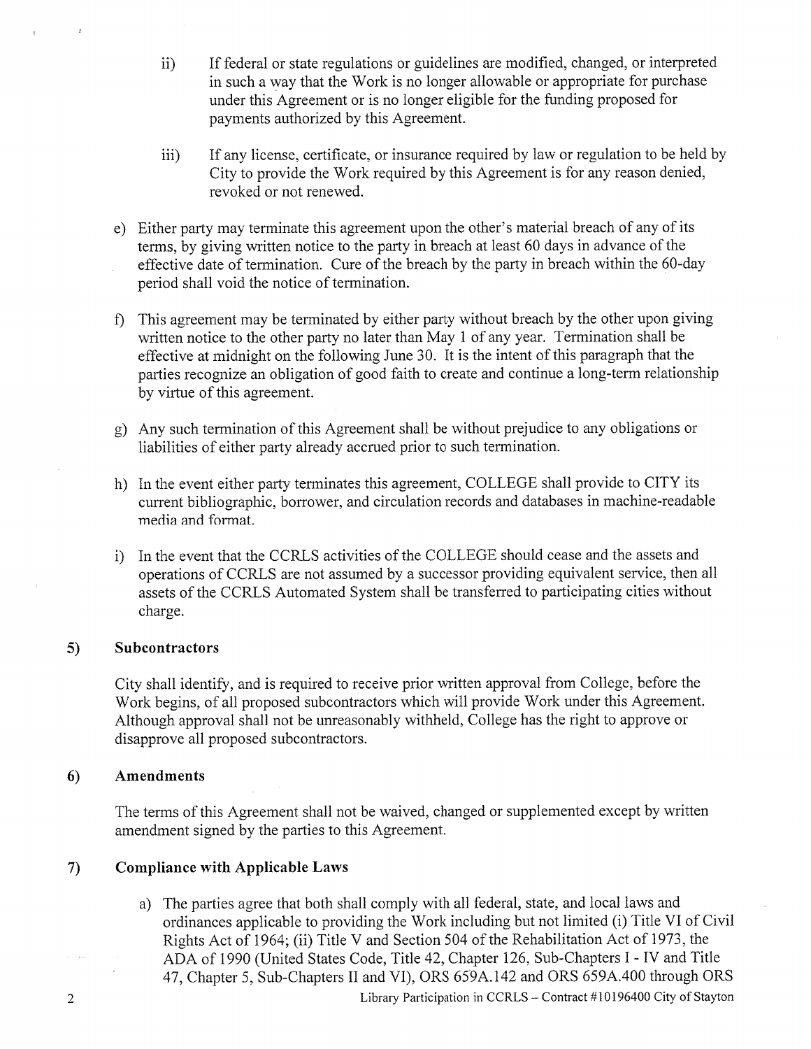ii) If federal or state regulations or guidelines are modified, changed, or interpreted in such a way that the Work is no longer allowable or appropriate for purchase under this Agreement or is no longer eligible for the funding proposed for payments authorized by this Agreement.

iii) If any license, certificate, or insurance required by law or regulation to be held by City to provide the Work required by this Agreement is for any reason denied, revoked or not renewed.

e) Either party may terminate this agreement upon the other's material breach of any of its terms, by giving written notice to the party in breach at least 60 days in advance of the effective date of termination. Cure of the breach by the party in breach within the 60-day period shall void the notice of termination.

f) This agreement may be terminated by either party without breach by the other upon giving written notice to the other party no later than May 1 of any year. Termination shall be effective at midnight on the following June 30. It is the intent of this paragraph that the parties recognize an obligation of good faith to create and continue a long-term relationship by virtue of this agreement.

g) Any such termination of this Agreement shall be without prejudice to any obligations or liabilities of either party already accrued prior to such termination.

h) In the event either party terminates this agreement, COLLEGE shall provide to CITY its current bibliographic, borrower, and circulation records and databases in machine-readable media and format.

i) In the event that the CCRLS activities of the COLLEGE should cease and the assets and operations of CCRLS are not assumed by a successor providing equivalent service, then all assets of the CCRLS Automated System shall be transferred to participating cities without charge.

## 5) Subcontractors

City shall identify, and is required to receive prior written approval from College, before the Work begins, of all proposed subcontractors which will provide Work under this Agreement. Although approval shall not be unreasonably withheld, College has the right to approve or disapprove all proposed subcontractors.

## 6) Amendments

The terms of this Agreement shall not be waived, changed or supplemented except by written amendment signed by the parties to this Agreement.

## 7) Compliance with Applicable Laws

a) The parties agree that both shall comply with all federal, state, and local laws and ordinances applicable to providing the Work including but not limited (i) Title VI of Civil Rights Act of 1964; (ii) Title V and Section 504 of the Rehabilitation Act of 1973, the ADA of 1990 (United States Code, Title 42, Chapter 126, Sub-Chapters I - IV and Title 47, Chapter 5, Sub-Chapters II and VI), ORS 659A.142 and ORS 659A.400 through ORS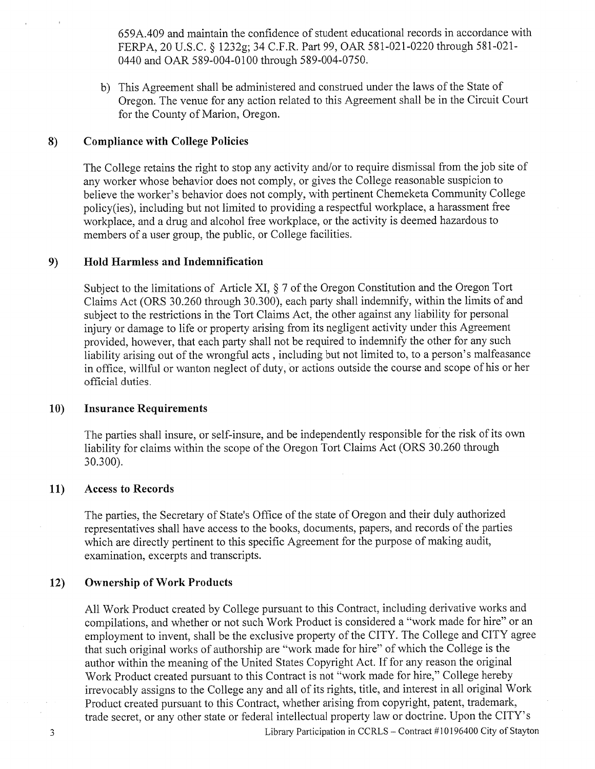659A.409 and maintain the confidence of student educational records in accordance with FERPA, 20 U.S.C. § 1232g; 34 C.F.R. Part 99, OAR 581-021-0220 through 581-021-0440 and OAR 589-004-0100 through 589-004-0750.

b) This Agreement shall be administered and construed under the laws of the State of Oregon. The venue for any action related to this Agreement shall be in the Circuit Court for the County of Marion, Oregon.

## 8) Compliance with College Policies

The College retains the right to stop any activity and/or to require dismissal from the job site of any worker whose behavior does not comply, or gives the College reasonable suspicion to believe the worker's behavior does not comply, with pertinent Chemeketa Community College policy(ies), including but not limited to providing a respectful workplace, a harassment free workplace, and a drug and alcohol free workplace, or the activity is deemed hazardous to members of a user group, the public, or College facilities.

## 9) Hold Harmless and Indemnification

Subject to the limitations of Article XI, § 7 of the Oregon Constitution and the Oregon Tort Claims Act (ORS 30.260 through 30.300), each party shall indemnify, within the limits of and subject to the restrictions in the Tort Claims Act, the other against any liability for personal injury or damage to life or property arising from its negligent activity under this Agreement provided, however, that each party shall not be required to indemnify the other for any such liability arising out of the wrongful acts , including but not limited to, to a person's malfeasance in office, willful or wanton neglect of duty, or actions outside the course and scope of his or her official duties.

## 10) Insurance Requirements

The parties shall insure, or self-insure, and be independently responsible for the risk of its own liability for claims within the scope of the Oregon Tort Claims Act (ORS 30.260 through 30.300).

## 11) Access to Records

The parties, the Secretary of State's Office of the state of Oregon and their duly authorized representatives shall have access to the books, documents, papers, and records of the parties which are directly pertinent to this specific Agreement for the purpose of making audit, examination, excerpts and transcripts.

## 12) Ownership of Work Products

All Work Product created by College pursuant to this Contract, including derivative works and compilations, and whether or not such Work Product is considered a "work made for hire" or an employment to invent, shall be the exclusive property of the CITY. The College and CITY agree that such original works of authorship are "work made for hire" of which the College is the author within the meaning of the United States Copyright Act. If for any reason the original Work Product created pursuant to this Contract is not "work made for hire," College hereby irrevocably assigns to the College any and all of its rights, title, and interest in all original Work Product created pursuant to this Contract, whether arising from copyright, patent, trademark, trade secret, or any other state or federal intellectual property law or doctrine. Upon the CITY's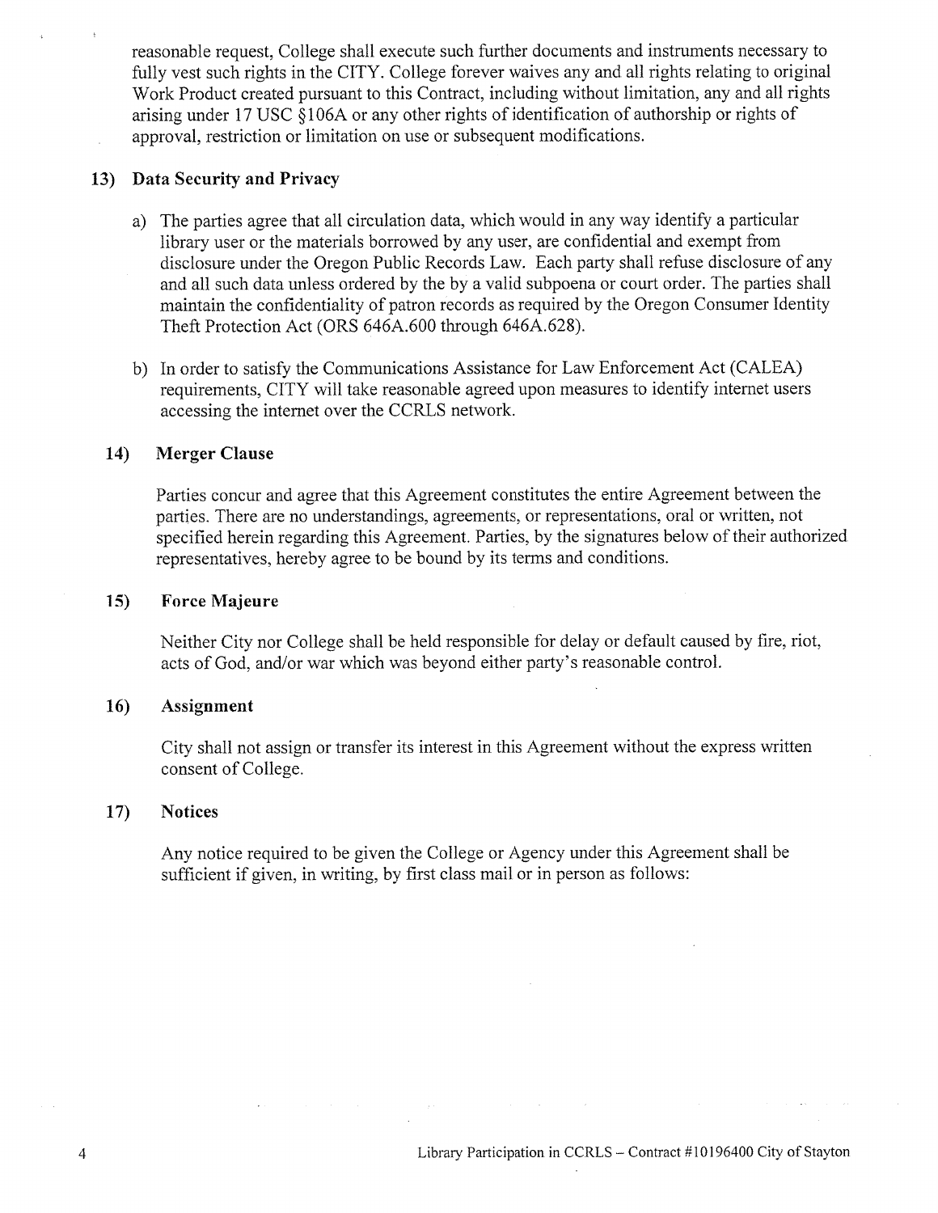reasonable request, College shall execute such further documents and instruments necessary to fully vest such rights in the CITY. College forever waives any and all rights relating to original Work Product created pursuant to this Contract, including without limitation, any and all rights arising under 17 USC §106A or any other rights of identification of authorship or rights of approval, restriction or limitation on use or subsequent modifications.

## 13) Data Security and Privacy

a) The parties agree that all circulation data, which would in any way identify a particular library user or the materials borrowed by any user, are confidential and exempt from disclosure under the Oregon Public Records Law. Each party shall refuse disclosure of any and all such data unless ordered by the by a valid subpoena or court order. The parties shall maintain the confidentiality of patron records as required by the Oregon Consumer Identity Theft Protection Act (ORS 646A.600 through 646A.628).

b) In order to satisfy the Communications Assistance for Law Enforcement Act (CALEA) requirements, CITY will take reasonable agreed upon measures to identify internet users accessing the internet over the CCRLS network.

## 14) Merger Clause

Parties concur and agree that this Agreement constitutes the entire Agreement between the parties. There are no understandings, agreements, or representations, oral or written, not specified herein regarding this Agreement. Parties, by the signatures below of their authorized representatives, hereby agree to be bound by its terms and conditions.

## 15) Force Majeure

Neither City nor College shall be held responsible for delay or default caused by fire, riot, acts of God, and/or war which was beyond either party's reasonable control.

## 16) Assignment

City shall not assign or transfer its interest in this Agreement without the express written consent of College.

## 17) Notices

Any notice required to be given the College or Agency under this Agreement shall be sufficient if given, in writing, by first class mail or in person as follows: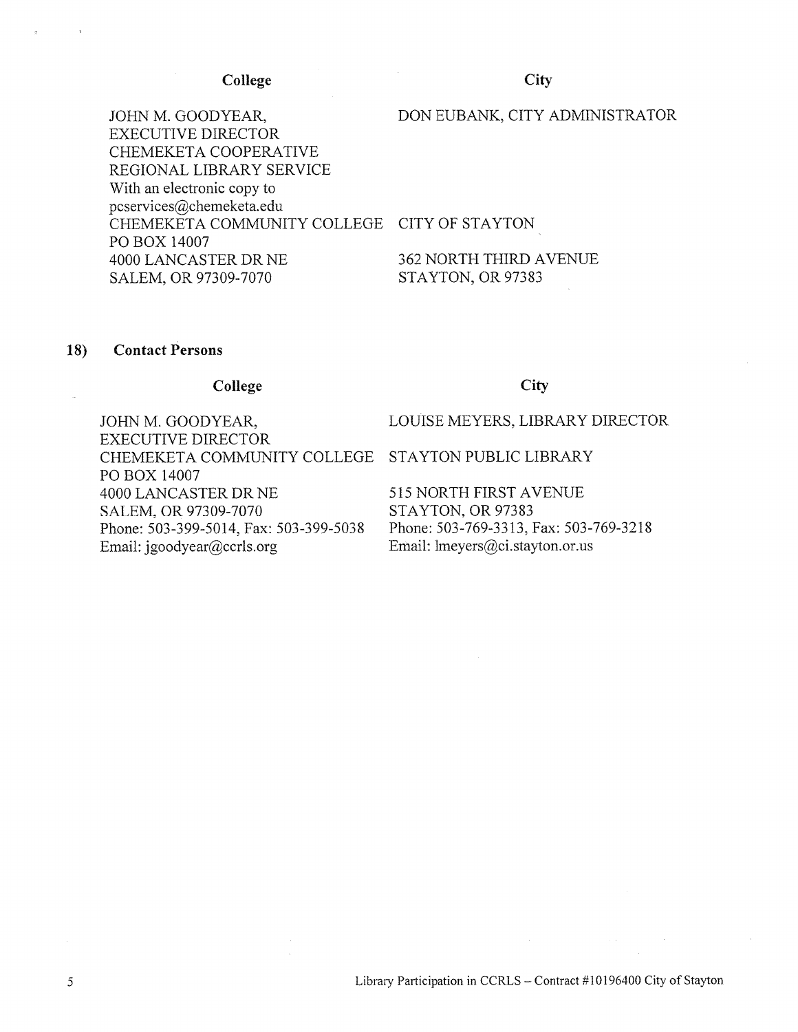| College | City |
|---|---|
| JOHN M. GOODYEAR,<br>EXECUTIVE DIRECTOR<br>CHEMEKETA COOPERATIVE<br>REGIONAL LIBRARY SERVICE<br>With an electronic copy to<br>pcservices@chemeketa.edu | DON EUBANK, CITY ADMINISTRATOR |
| CHEMEKETA COMMUNITY COLLEGE<br>PO BOX 14007<br>4000 LANCASTER DR NE<br>SALEM, OR 97309-7070 | CITY OF STAYTON<br><br>362 NORTH THIRD AVENUE<br>STAYTON, OR 97383 |

**18) Contact Persons**

| College | City |
|---|---|
| JOHN M. GOODYEAR,<br>EXECUTIVE DIRECTOR | LOUISE MEYERS, LIBRARY DIRECTOR |
| CHEMEKETA COMMUNITY COLLEGE<br>PO BOX 14007<br>4000 LANCASTER DR NE<br>SALEM, OR 97309-7070<br>Phone: 503-399-5014, Fax: 503-399-5038<br>Email: jgoodyear@ccrls.org | STAYTON PUBLIC LIBRARY<br><br>515 NORTH FIRST AVENUE<br>STAYTON, OR 97383<br>Phone: 503-769-3313, Fax: 503-769-3218<br>Email: lmeyers@ci.stayton.or.us |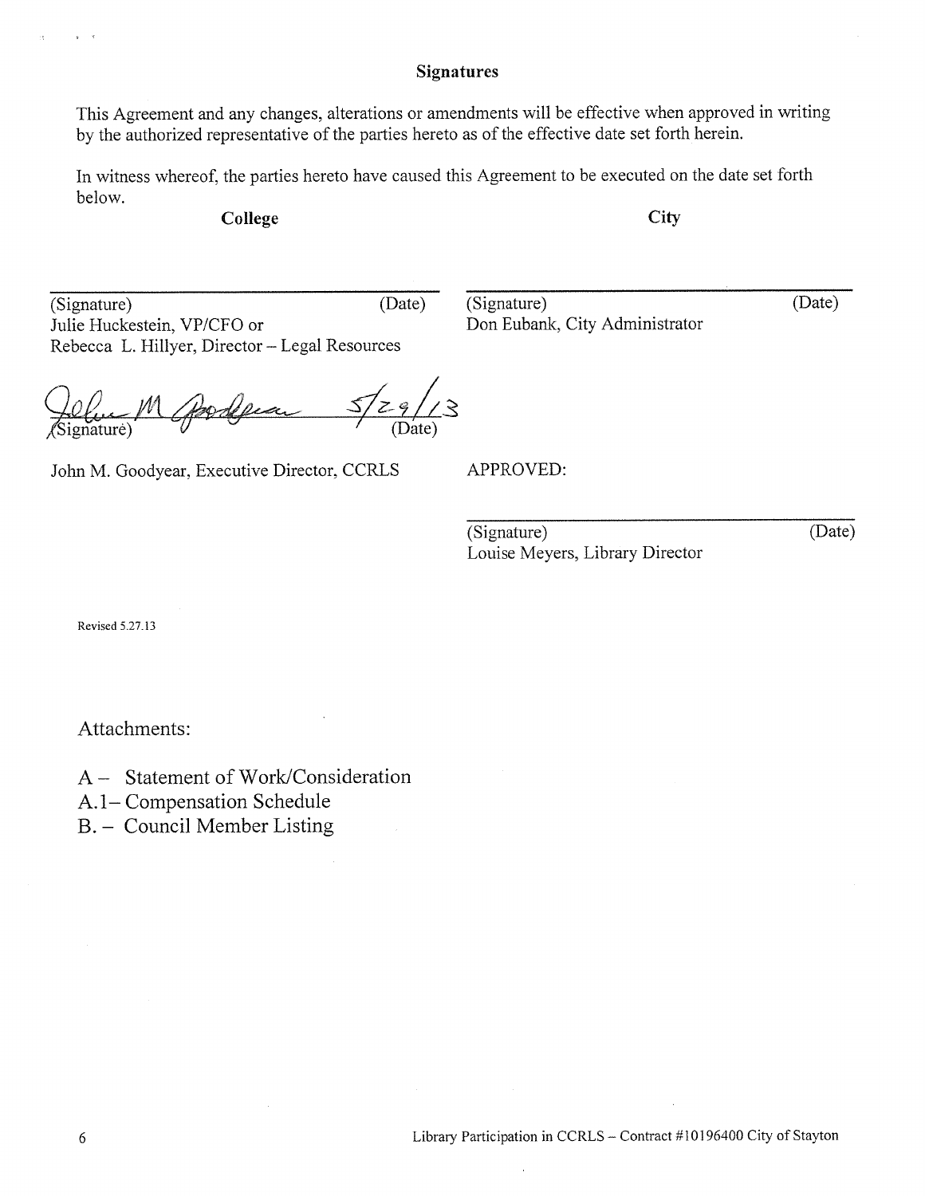## Signatures

This Agreement and any changes, alterations or amendments will be effective when approved in writing by the authorized representative of the parties hereto as of the effective date set forth herein.

In witness whereof, the parties hereto have caused this Agreement to be executed on the date set forth below.

**College**

_______________________________________
(Signature) (Date)
Julie Huckestein, VP/CFO or
Rebecca L. Hillyer, Director – Legal Resources

John M. Goodyear 5/29/13
(Signature) (Date)

John M. Goodyear, Executive Director, CCRLS

**City**

_______________________________________
(Signature) (Date)
Don Eubank, City Administrator

APPROVED:

_______________________________________
(Signature) (Date)
Louise Meyers, Library Director

Revised 5.27.13

Attachments:

A – Statement of Work/Consideration
A.1– Compensation Schedule
B. – Council Member Listing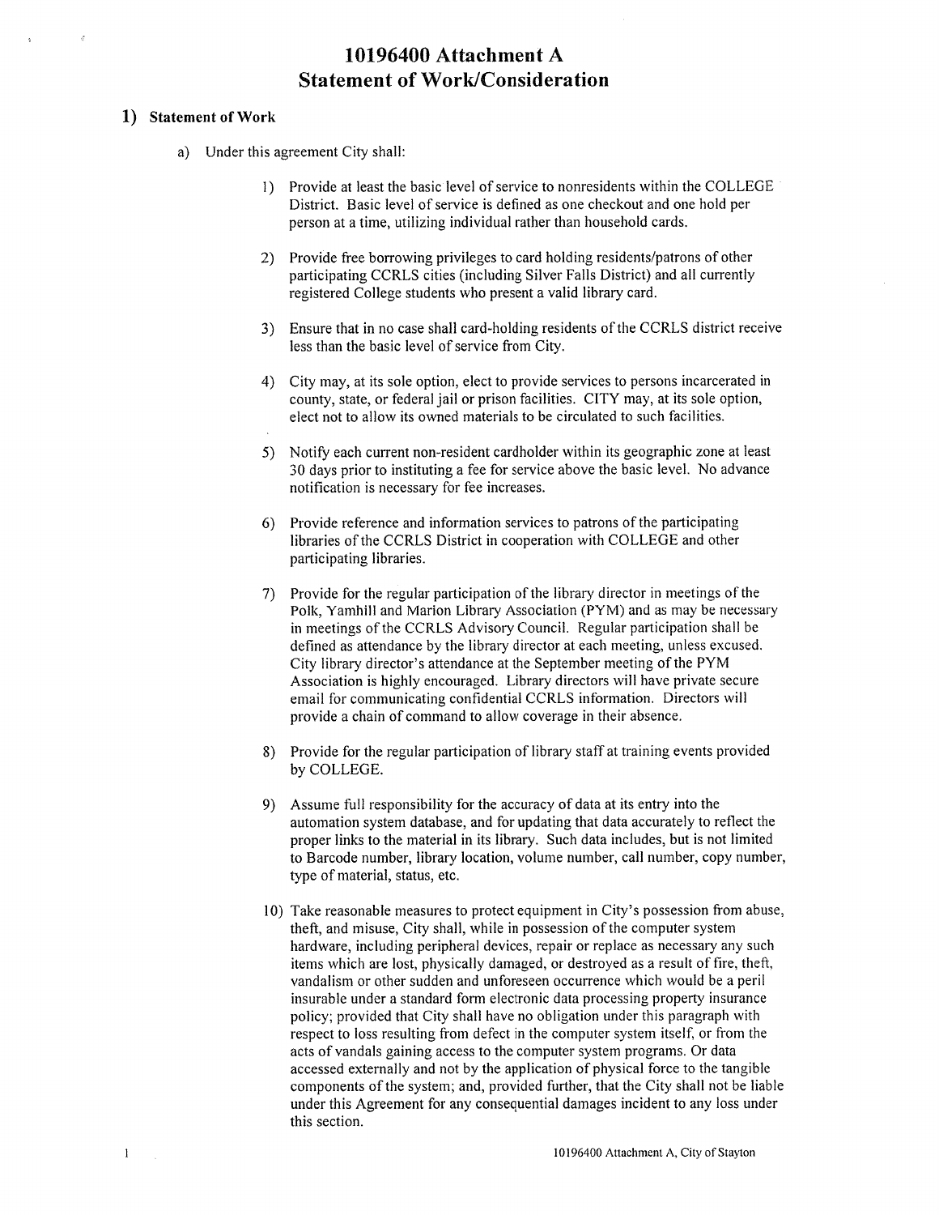# 10196400 Attachment A
# Statement of Work/Consideration

## 1) Statement of Work

a) Under this agreement City shall:

1) Provide at least the basic level of service to nonresidents within the COLLEGE District. Basic level of service is defined as one checkout and one hold per person at a time, utilizing individual rather than household cards.

2) Provide free borrowing privileges to card holding residents/patrons of other participating CCRLS cities (including Silver Falls District) and all currently registered College students who present a valid library card.

3) Ensure that in no case shall card-holding residents of the CCRLS district receive less than the basic level of service from City.

4) City may, at its sole option, elect to provide services to persons incarcerated in county, state, or federal jail or prison facilities. CITY may, at its sole option, elect not to allow its owned materials to be circulated to such facilities.

5) Notify each current non-resident cardholder within its geographic zone at least 30 days prior to instituting a fee for service above the basic level. No advance notification is necessary for fee increases.

6) Provide reference and information services to patrons of the participating libraries of the CCRLS District in cooperation with COLLEGE and other participating libraries.

7) Provide for the regular participation of the library director in meetings of the Polk, Yamhill and Marion Library Association (PYM) and as may be necessary in meetings of the CCRLS Advisory Council. Regular participation shall be defined as attendance by the library director at each meeting, unless excused. City library director's attendance at the September meeting of the PYM Association is highly encouraged. Library directors will have private secure email for communicating confidential CCRLS information. Directors will provide a chain of command to allow coverage in their absence.

8) Provide for the regular participation of library staff at training events provided by COLLEGE.

9) Assume full responsibility for the accuracy of data at its entry into the automation system database, and for updating that data accurately to reflect the proper links to the material in its library. Such data includes, but is not limited to Barcode number, library location, volume number, call number, copy number, type of material, status, etc.

10) Take reasonable measures to protect equipment in City's possession from abuse, theft, and misuse, City shall, while in possession of the computer system hardware, including peripheral devices, repair or replace as necessary any such items which are lost, physically damaged, or destroyed as a result of fire, theft, vandalism or other sudden and unforeseen occurrence which would be a peril insurable under a standard form electronic data processing property insurance policy; provided that City shall have no obligation under this paragraph with respect to loss resulting from defect in the computer system itself, or from the acts of vandals gaining access to the computer system programs. Or data accessed externally and not by the application of physical force to the tangible components of the system; and, provided further, that the City shall not be liable under this Agreement for any consequential damages incident to any loss under this section.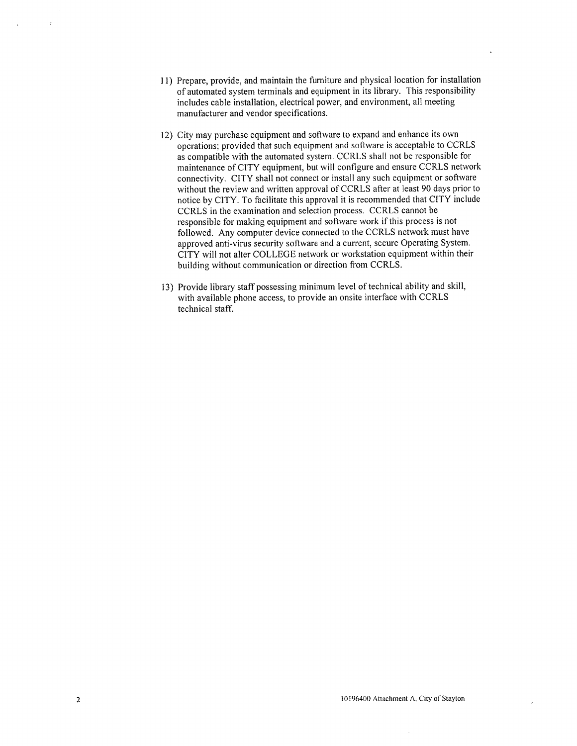11) Prepare, provide, and maintain the furniture and physical location for installation of automated system terminals and equipment in its library. This responsibility includes cable installation, electrical power, and environment, all meeting manufacturer and vendor specifications.

12) City may purchase equipment and software to expand and enhance its own operations; provided that such equipment and software is acceptable to CCRLS as compatible with the automated system. CCRLS shall not be responsible for maintenance of CITY equipment, but will configure and ensure CCRLS network connectivity. CITY shall not connect or install any such equipment or software without the review and written approval of CCRLS after at least 90 days prior to notice by CITY. To facilitate this approval it is recommended that CITY include CCRLS in the examination and selection process. CCRLS cannot be responsible for making equipment and software work if this process is not followed. Any computer device connected to the CCRLS network must have approved anti-virus security software and a current, secure Operating System. CITY will not alter COLLEGE network or workstation equipment within their building without communication or direction from CCRLS.

13) Provide library staff possessing minimum level of technical ability and skill, with available phone access, to provide an onsite interface with CCRLS technical staff.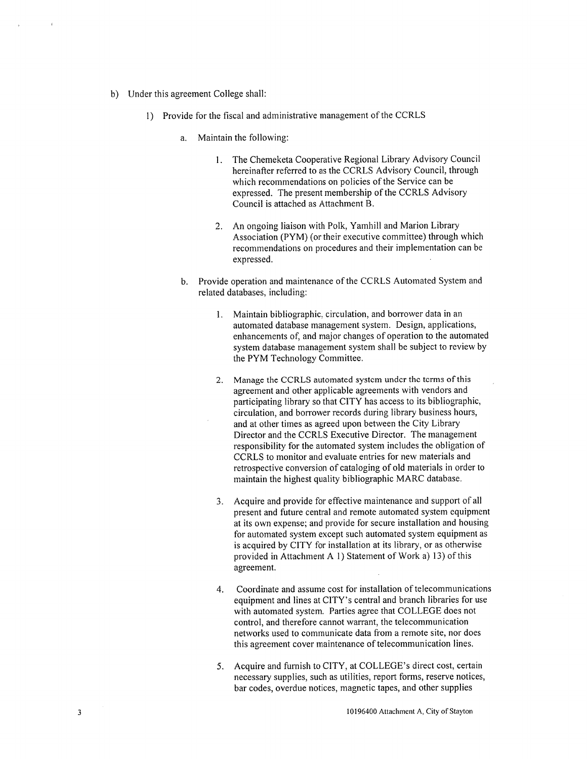b) Under this agreement College shall:

1) Provide for the fiscal and administrative management of the CCRLS

   a. Maintain the following:

      1. The Chemeketa Cooperative Regional Library Advisory Council hereinafter referred to as the CCRLS Advisory Council, through which recommendations on policies of the Service can be expressed. The present membership of the CCRLS Advisory Council is attached as Attachment B.

      2. An ongoing liaison with Polk, Yamhill and Marion Library Association (PYM) (or their executive committee) through which recommendations on procedures and their implementation can be expressed.

   b. Provide operation and maintenance of the CCRLS Automated System and related databases, including:

      1. Maintain bibliographic, circulation, and borrower data in an automated database management system. Design, applications, enhancements of, and major changes of operation to the automated system database management system shall be subject to review by the PYM Technology Committee.

      2. Manage the CCRLS automated system under the terms of this agreement and other applicable agreements with vendors and participating library so that CITY has access to its bibliographic, circulation, and borrower records during library business hours, and at other times as agreed upon between the City Library Director and the CCRLS Executive Director. The management responsibility for the automated system includes the obligation of CCRLS to monitor and evaluate entries for new materials and retrospective conversion of cataloging of old materials in order to maintain the highest quality bibliographic MARC database.

      3. Acquire and provide for effective maintenance and support of all present and future central and remote automated system equipment at its own expense; and provide for secure installation and housing for automated system except such automated system equipment as is acquired by CITY for installation at its library, or as otherwise provided in Attachment A 1) Statement of Work a) 13) of this agreement.

      4. Coordinate and assume cost for installation of telecommunications equipment and lines at CITY's central and branch libraries for use with automated system. Parties agree that COLLEGE does not control, and therefore cannot warrant, the telecommunication networks used to communicate data from a remote site, nor does this agreement cover maintenance of telecommunication lines.

      5. Acquire and furnish to CITY, at COLLEGE's direct cost, certain necessary supplies, such as utilities, report forms, reserve notices, bar codes, overdue notices, magnetic tapes, and other supplies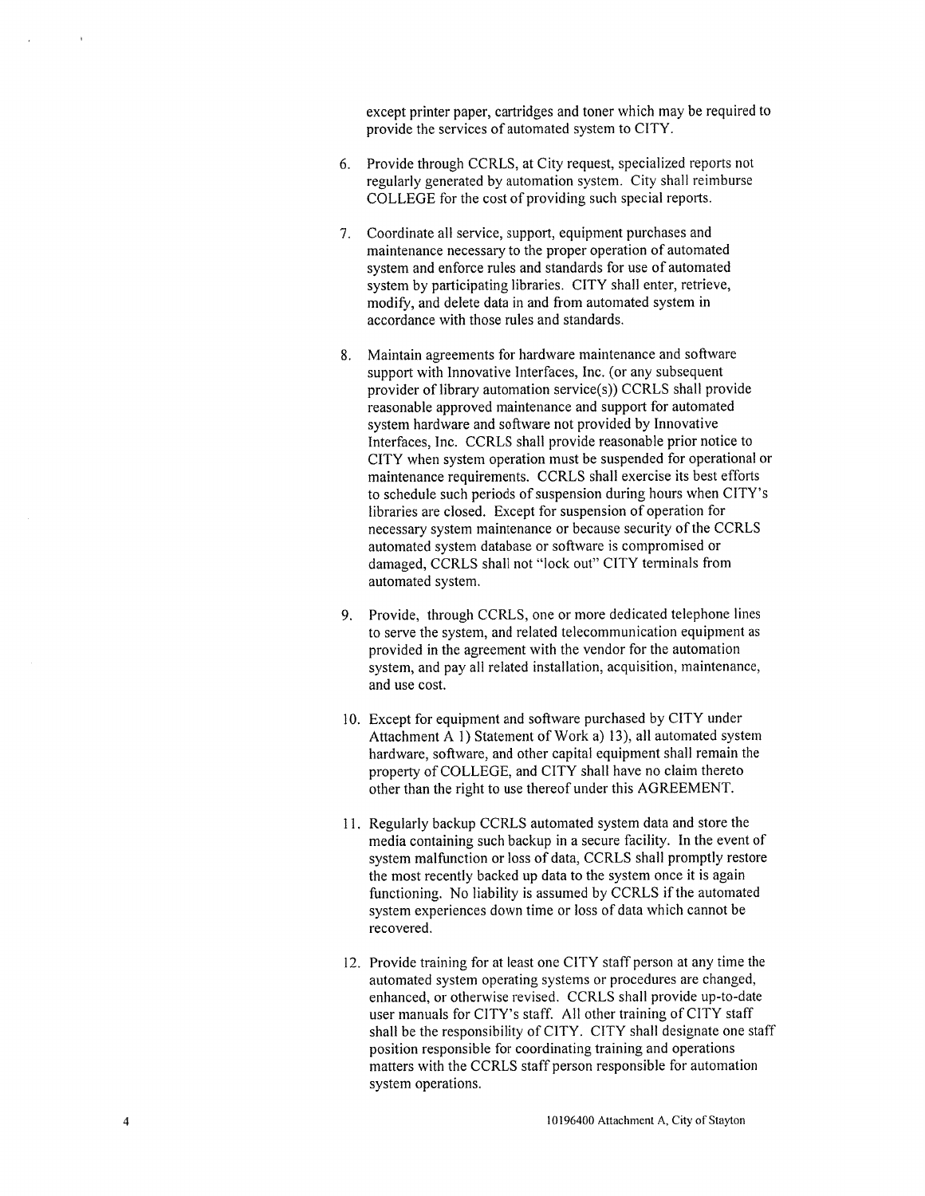except printer paper, cartridges and toner which may be required to provide the services of automated system to CITY.

6. Provide through CCRLS, at City request, specialized reports not regularly generated by automation system. City shall reimburse COLLEGE for the cost of providing such special reports.

7. Coordinate all service, support, equipment purchases and maintenance necessary to the proper operation of automated system and enforce rules and standards for use of automated system by participating libraries. CITY shall enter, retrieve, modify, and delete data in and from automated system in accordance with those rules and standards.

8. Maintain agreements for hardware maintenance and software support with Innovative Interfaces, Inc. (or any subsequent provider of library automation service(s)) CCRLS shall provide reasonable approved maintenance and support for automated system hardware and software not provided by Innovative Interfaces, Inc. CCRLS shall provide reasonable prior notice to CITY when system operation must be suspended for operational or maintenance requirements. CCRLS shall exercise its best efforts to schedule such periods of suspension during hours when CITY's libraries are closed. Except for suspension of operation for necessary system maintenance or because security of the CCRLS automated system database or software is compromised or damaged, CCRLS shall not "lock out" CITY terminals from automated system.

9. Provide, through CCRLS, one or more dedicated telephone lines to serve the system, and related telecommunication equipment as provided in the agreement with the vendor for the automation system, and pay all related installation, acquisition, maintenance, and use cost.

10. Except for equipment and software purchased by CITY under Attachment A 1) Statement of Work a) 13), all automated system hardware, software, and other capital equipment shall remain the property of COLLEGE, and CITY shall have no claim thereto other than the right to use thereof under this AGREEMENT.

11. Regularly backup CCRLS automated system data and store the media containing such backup in a secure facility. In the event of system malfunction or loss of data, CCRLS shall promptly restore the most recently backed up data to the system once it is again functioning. No liability is assumed by CCRLS if the automated system experiences down time or loss of data which cannot be recovered.

12. Provide training for at least one CITY staff person at any time the automated system operating systems or procedures are changed, enhanced, or otherwise revised. CCRLS shall provide up-to-date user manuals for CITY's staff. All other training of CITY staff shall be the responsibility of CITY. CITY shall designate one staff position responsible for coordinating training and operations matters with the CCRLS staff person responsible for automation system operations.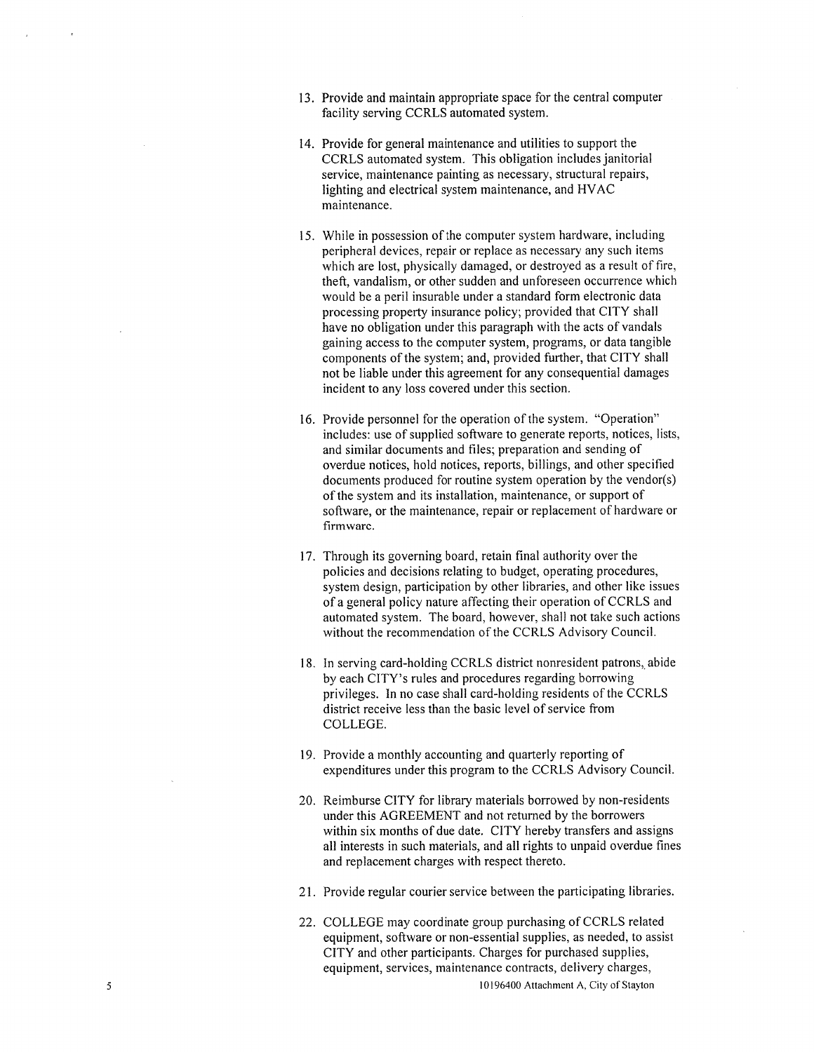13. Provide and maintain appropriate space for the central computer facility serving CCRLS automated system.

14. Provide for general maintenance and utilities to support the CCRLS automated system. This obligation includes janitorial service, maintenance painting as necessary, structural repairs, lighting and electrical system maintenance, and HVAC maintenance.

15. While in possession of the computer system hardware, including peripheral devices, repair or replace as necessary any such items which are lost, physically damaged, or destroyed as a result of fire, theft, vandalism, or other sudden and unforeseen occurrence which would be a peril insurable under a standard form electronic data processing property insurance policy; provided that CITY shall have no obligation under this paragraph with the acts of vandals gaining access to the computer system, programs, or data tangible components of the system; and, provided further, that CITY shall not be liable under this agreement for any consequential damages incident to any loss covered under this section.

16. Provide personnel for the operation of the system. "Operation" includes: use of supplied software to generate reports, notices, lists, and similar documents and files; preparation and sending of overdue notices, hold notices, reports, billings, and other specified documents produced for routine system operation by the vendor(s) of the system and its installation, maintenance, or support of software, or the maintenance, repair or replacement of hardware or firmware.

17. Through its governing board, retain final authority over the policies and decisions relating to budget, operating procedures, system design, participation by other libraries, and other like issues of a general policy nature affecting their operation of CCRLS and automated system. The board, however, shall not take such actions without the recommendation of the CCRLS Advisory Council.

18. In serving card-holding CCRLS district nonresident patrons, abide by each CITY's rules and procedures regarding borrowing privileges. In no case shall card-holding residents of the CCRLS district receive less than the basic level of service from COLLEGE.

19. Provide a monthly accounting and quarterly reporting of expenditures under this program to the CCRLS Advisory Council.

20. Reimburse CITY for library materials borrowed by non-residents under this AGREEMENT and not returned by the borrowers within six months of due date. CITY hereby transfers and assigns all interests in such materials, and all rights to unpaid overdue fines and replacement charges with respect thereto.

21. Provide regular courier service between the participating libraries.

22. COLLEGE may coordinate group purchasing of CCRLS related equipment, software or non-essential supplies, as needed, to assist CITY and other participants. Charges for purchased supplies, equipment, services, maintenance contracts, delivery charges,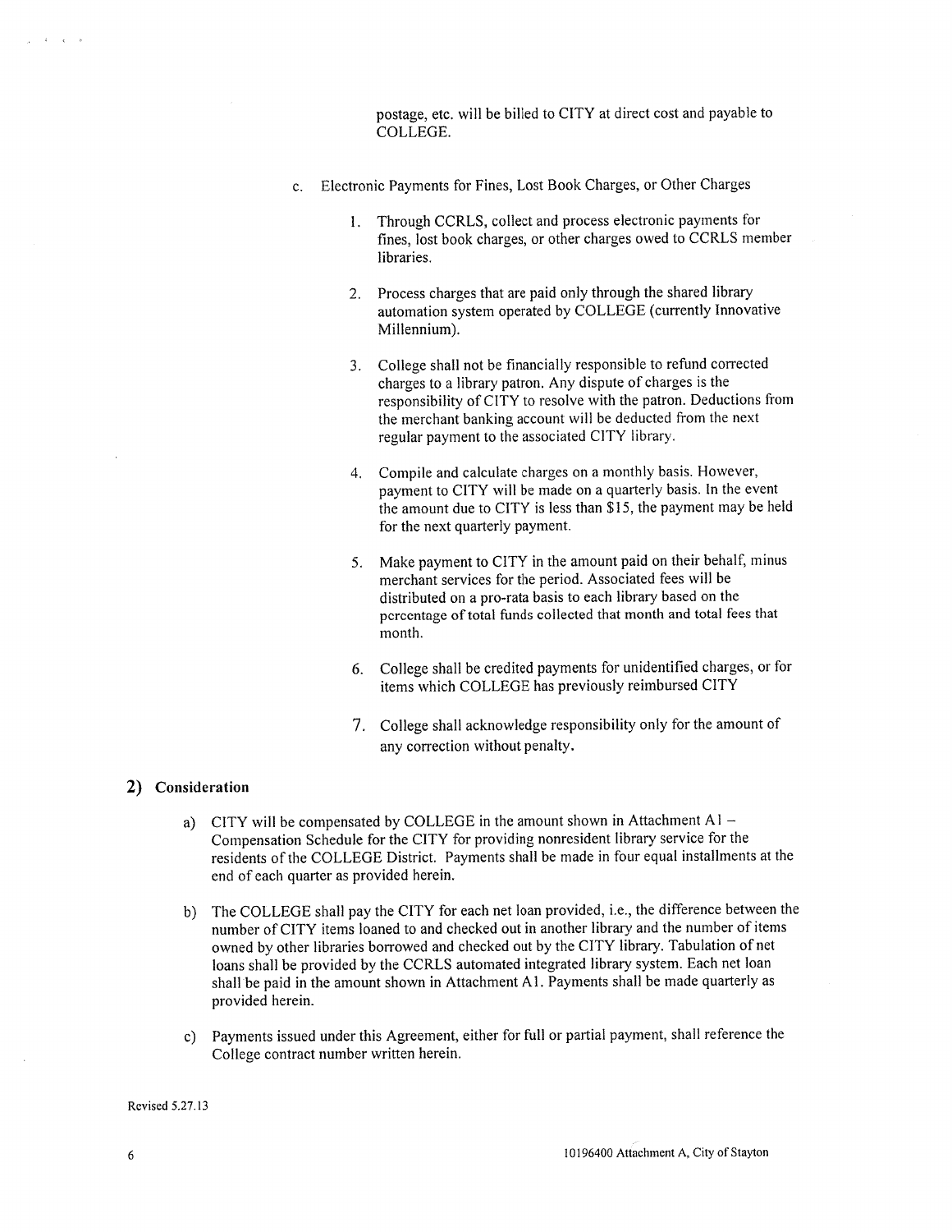postage, etc. will be billed to CITY at direct cost and payable to COLLEGE.

c. Electronic Payments for Fines, Lost Book Charges, or Other Charges

1. Through CCRLS, collect and process electronic payments for fines, lost book charges, or other charges owed to CCRLS member libraries.

2. Process charges that are paid only through the shared library automation system operated by COLLEGE (currently Innovative Millennium).

3. College shall not be financially responsible to refund corrected charges to a library patron. Any dispute of charges is the responsibility of CITY to resolve with the patron. Deductions from the merchant banking account will be deducted from the next regular payment to the associated CITY library.

4. Compile and calculate charges on a monthly basis. However, payment to CITY will be made on a quarterly basis. In the event the amount due to CITY is less than $15, the payment may be held for the next quarterly payment.

5. Make payment to CITY in the amount paid on their behalf, minus merchant services for the period. Associated fees will be distributed on a pro-rata basis to each library based on the percentage of total funds collected that month and total fees that month.

6. College shall be credited payments for unidentified charges, or for items which COLLEGE has previously reimbursed CITY

7. College shall acknowledge responsibility only for the amount of any correction without penalty.

## 2) Consideration

a) CITY will be compensated by COLLEGE in the amount shown in Attachment A1 – Compensation Schedule for the CITY for providing nonresident library service for the residents of the COLLEGE District. Payments shall be made in four equal installments at the end of each quarter as provided herein.

b) The COLLEGE shall pay the CITY for each net loan provided, i.e., the difference between the number of CITY items loaned to and checked out in another library and the number of items owned by other libraries borrowed and checked out by the CITY library. Tabulation of net loans shall be provided by the CCRLS automated integrated library system. Each net loan shall be paid in the amount shown in Attachment A1. Payments shall be made quarterly as provided herein.

c) Payments issued under this Agreement, either for full or partial payment, shall reference the College contract number written herein.

Revised 5.27.13

10196400 Attachment A, City of Stayton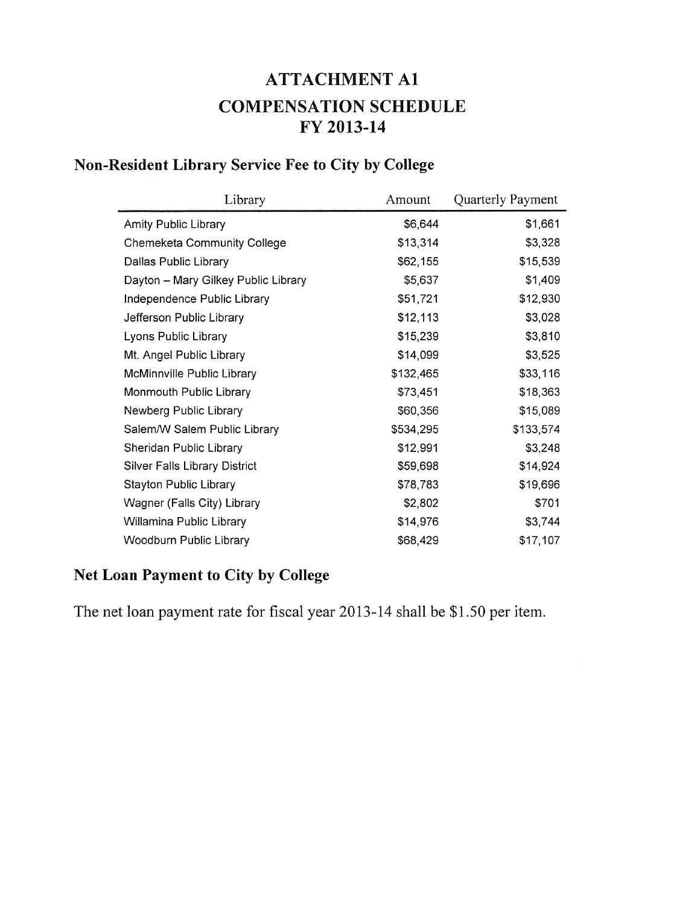# ATTACHMENT A1

# COMPENSATION SCHEDULE

# FY 2013-14

## Non-Resident Library Service Fee to City by College

| Library | Amount | Quarterly Payment |
|---|---:|---:|
| Amity Public Library | $6,644 | $1,661 |
| Chemeketa Community College | $13,314 | $3,328 |
| Dallas Public Library | $62,155 | $15,539 |
| Dayton – Mary Gilkey Public Library | $5,637 | $1,409 |
| Independence Public Library | $51,721 | $12,930 |
| Jefferson Public Library | $12,113 | $3,028 |
| Lyons Public Library | $15,239 | $3,810 |
| Mt. Angel Public Library | $14,099 | $3,525 |
| McMinnville Public Library | $132,465 | $33,116 |
| Monmouth Public Library | $73,451 | $18,363 |
| Newberg Public Library | $60,356 | $15,089 |
| Salem/W Salem Public Library | $534,295 | $133,574 |
| Sheridan Public Library | $12,991 | $3,248 |
| Silver Falls Library District | $59,698 | $14,924 |
| Stayton Public Library | $78,783 | $19,696 |
| Wagner (Falls City) Library | $2,802 | $701 |
| Willamina Public Library | $14,976 | $3,744 |
| Woodburn Public Library | $68,429 | $17,107 |

## Net Loan Payment to City by College

The net loan payment rate for fiscal year 2013-14 shall be $1.50 per item.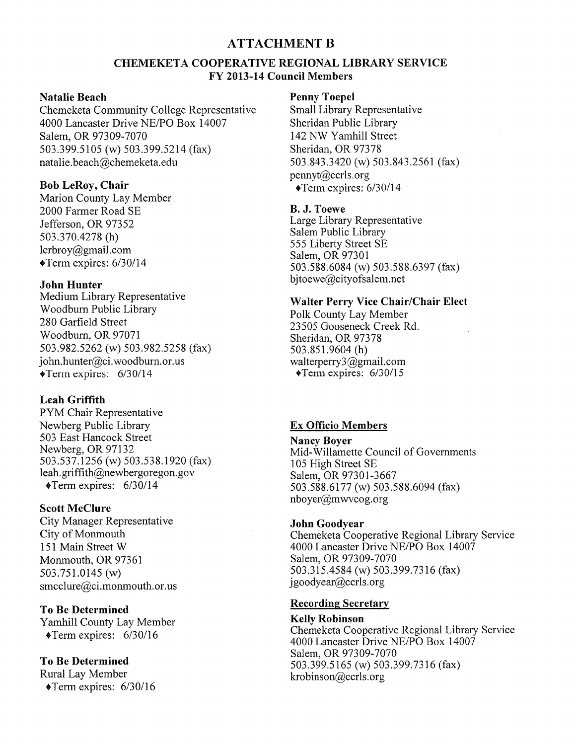# ATTACHMENT B

## CHEMEKETA COOPERATIVE REGIONAL LIBRARY SERVICE
## FY 2013-14 Council Members

**Natalie Beach**
Chemeketa Community College Representative
4000 Lancaster Drive NE/PO Box 14007
Salem, OR 97309-7070
503.399.5105 (w) 503.399.5214 (fax)
natalie.beach@chemeketa.edu

**Bob LeRoy, Chair**
Marion County Lay Member
2000 Farmer Road SE
Jefferson, OR 97352
503.370.4278 (h)
lerbroy@gmail.com
♦Term expires: 6/30/14

**John Hunter**
Medium Library Representative
Woodburn Public Library
280 Garfield Street
Woodburn, OR 97071
503.982.5262 (w) 503.982.5258 (fax)
john.hunter@ci.woodburn.or.us
♦Term expires: 6/30/14

**Leah Griffith**
PYM Chair Representative
Newberg Public Library
503 East Hancock Street
Newberg, OR 97132
503.537.1256 (w) 503.538.1920 (fax)
leah.griffith@newbergoregon.gov
♦Term expires: 6/30/14

**Scott McClure**
City Manager Representative
City of Monmouth
151 Main Street W
Monmouth, OR 97361
503.751.0145 (w)
smcclure@ci.monmouth.or.us

**To Be Determined**
Yamhill County Lay Member
♦Term expires: 6/30/16

**To Be Determined**
Rural Lay Member
♦Term expires: 6/30/16

**Penny Toepel**
Small Library Representative
Sheridan Public Library
142 NW Yamhill Street
Sheridan, OR 97378
503.843.3420 (w) 503.843.2561 (fax)
pennyt@ccrls.org
♦Term expires: 6/30/14

**B. J. Toewe**
Large Library Representative
Salem Public Library
555 Liberty Street SE
Salem, OR 97301
503.588.6084 (w) 503.588.6397 (fax)
bjtoewe@cityofsalem.net

**Walter Perry Vice Chair/Chair Elect**
Polk County Lay Member
23505 Gooseneck Creek Rd.
Sheridan, OR 97378
503.851.9604 (h)
walterperry3@gmail.com
♦Term expires: 6/30/15

### Ex Officio Members

**Nancy Boyer**
Mid-Willamette Council of Governments
105 High Street SE
Salem, OR 97301-3667
503.588.6177 (w) 503.588.6094 (fax)
nboyer@mwvcog.org

**John Goodyear**
Chemeketa Cooperative Regional Library Service
4000 Lancaster Drive NE/PO Box 14007
Salem, OR 97309-7070
503.315.4584 (w) 503.399.7316 (fax)
jgoodyear@ccrls.org

### Recording Secretary

**Kelly Robinson**
Chemeketa Cooperative Regional Library Service
4000 Lancaster Drive NE/PO Box 14007
Salem, OR 97309-7070
503.399.5165 (w) 503.399.7316 (fax)
krobinson@ccrls.org